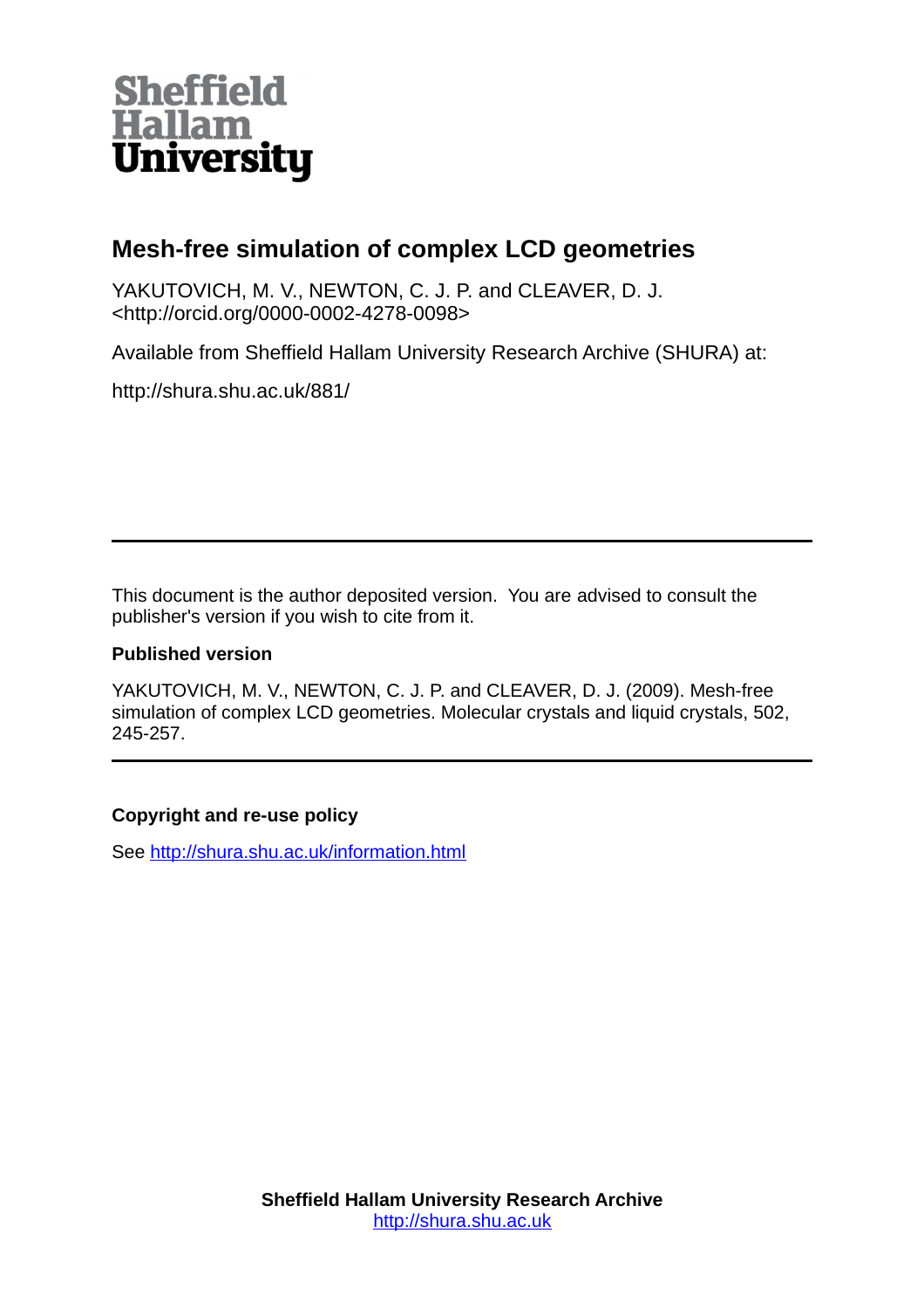Sheffield Hallam University

# Mesh-free simulation of complex LCD geometries

YAKUTOVICH, M. V., NEWTON, C. J. P. and CLEAVER, D. J. <http://orcid.org/0000-0002-4278-0098>

Available from Sheffield Hallam University Research Archive (SHURA) at:

http://shura.shu.ac.uk/881/

---

This document is the author deposited version. You are advised to consult the publisher's version if you wish to cite from it.

**Published version**

YAKUTOVICH, M. V., NEWTON, C. J. P. and CLEAVER, D. J. (2009). Mesh-free simulation of complex LCD geometries. Molecular crystals and liquid crystals, 502, 245-257.

---

**Copyright and re-use policy**

See http://shura.shu.ac.uk/information.html

**Sheffield Hallam University Research Archive**
http://shura.shu.ac.uk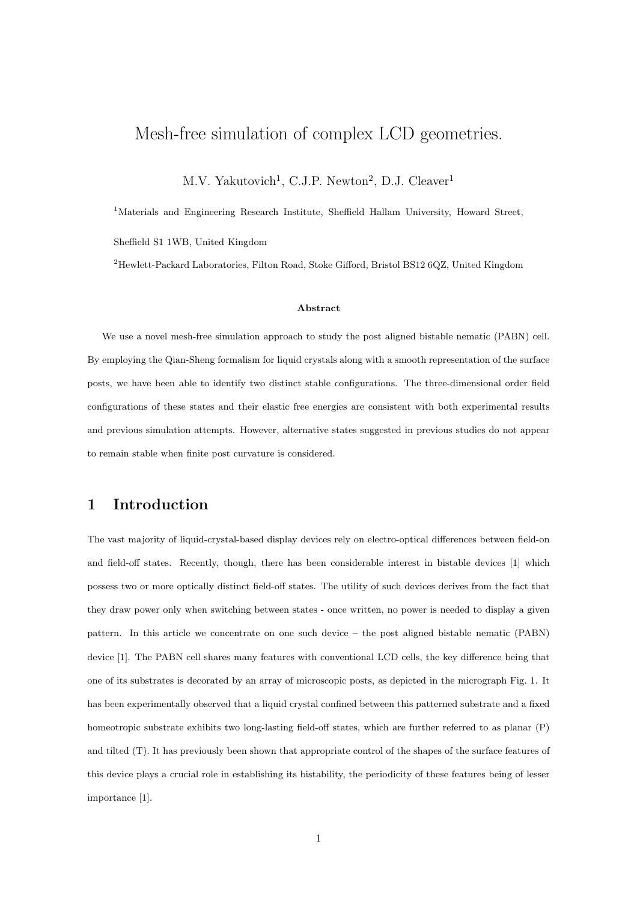# Mesh-free simulation of complex LCD geometries.

M.V. Yakutovich[1], C.J.P. Newton[2], D.J. Cleaver[1]

[1]Materials and Engineering Research Institute, Sheffield Hallam University, Howard Street, Sheffield S1 1WB, United Kingdom

[2]Hewlett-Packard Laboratories, Filton Road, Stoke Gifford, Bristol BS12 6QZ, United Kingdom

### Abstract

We use a novel mesh-free simulation approach to study the post aligned bistable nematic (PABN) cell. By employing the Qian-Sheng formalism for liquid crystals along with a smooth representation of the surface posts, we have been able to identify two distinct stable configurations. The three-dimensional order field configurations of these states and their elastic free energies are consistent with both experimental results and previous simulation attempts. However, alternative states suggested in previous studies do not appear to remain stable when finite post curvature is considered.

## 1 Introduction

The vast majority of liquid-crystal-based display devices rely on electro-optical differences between field-on and field-off states. Recently, though, there has been considerable interest in bistable devices [1] which possess two or more optically distinct field-off states. The utility of such devices derives from the fact that they draw power only when switching between states - once written, no power is needed to display a given pattern. In this article we concentrate on one such device – the post aligned bistable nematic (PABN) device [1]. The PABN cell shares many features with conventional LCD cells, the key difference being that one of its substrates is decorated by an array of microscopic posts, as depicted in the micrograph Fig. 1. It has been experimentally observed that a liquid crystal confined between this patterned substrate and a fixed homeotropic substrate exhibits two long-lasting field-off states, which are further referred to as planar (P) and tilted (T). It has previously been shown that appropriate control of the shapes of the surface features of this device plays a crucial role in establishing its bistability, the periodicity of these features being of lesser importance [1].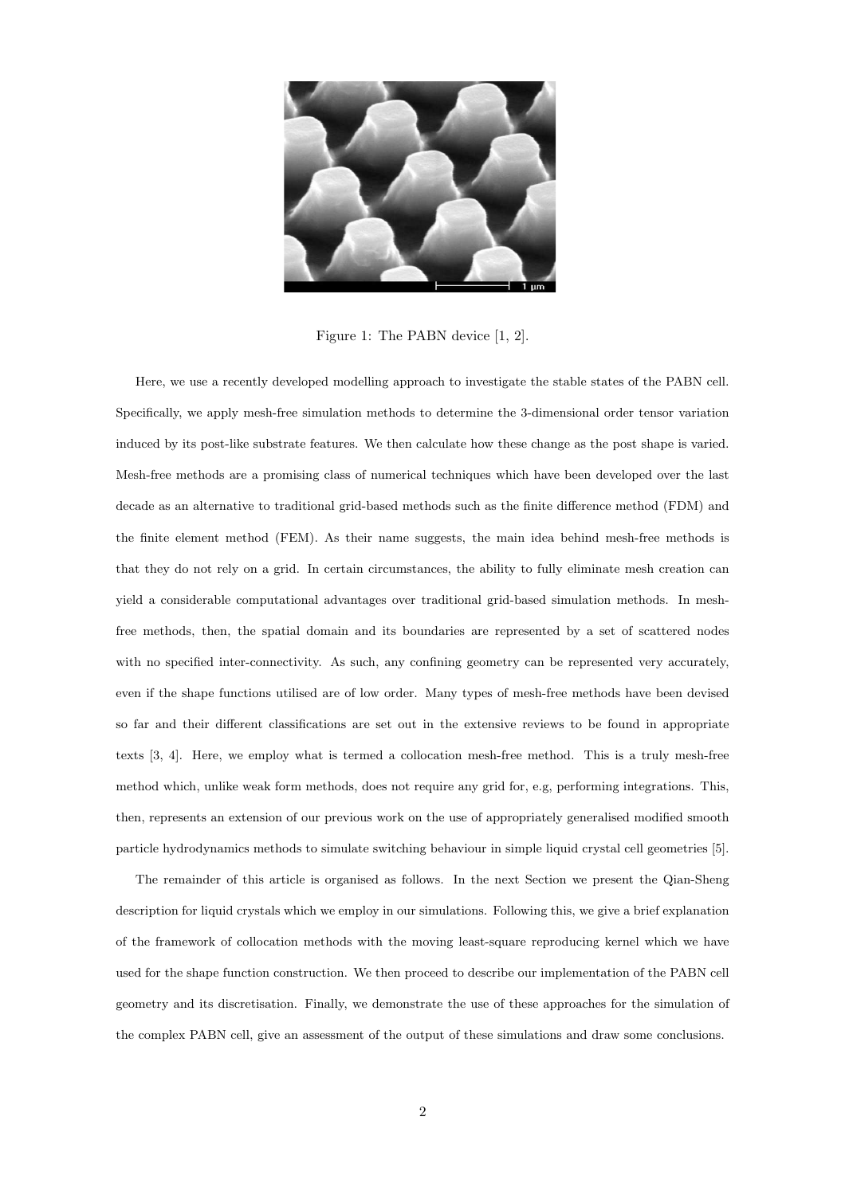Figure 1: The PABN device [1, 2].

Here, we use a recently developed modelling approach to investigate the stable states of the PABN cell. Specifically, we apply mesh-free simulation methods to determine the 3-dimensional order tensor variation induced by its post-like substrate features. We then calculate how these change as the post shape is varied. Mesh-free methods are a promising class of numerical techniques which have been developed over the last decade as an alternative to traditional grid-based methods such as the finite difference method (FDM) and the finite element method (FEM). As their name suggests, the main idea behind mesh-free methods is that they do not rely on a grid. In certain circumstances, the ability to fully eliminate mesh creation can yield a considerable computational advantages over traditional grid-based simulation methods. In mesh-free methods, then, the spatial domain and its boundaries are represented by a set of scattered nodes with no specified inter-connectivity. As such, any confining geometry can be represented very accurately, even if the shape functions utilised are of low order. Many types of mesh-free methods have been devised so far and their different classifications are set out in the extensive reviews to be found in appropriate texts [3, 4]. Here, we employ what is termed a collocation mesh-free method. This is a truly mesh-free method which, unlike weak form methods, does not require any grid for, e.g, performing integrations. This, then, represents an extension of our previous work on the use of appropriately generalised modified smooth particle hydrodynamics methods to simulate switching behaviour in simple liquid crystal cell geometries [5].

The remainder of this article is organised as follows. In the next Section we present the Qian-Sheng description for liquid crystals which we employ in our simulations. Following this, we give a brief explanation of the framework of collocation methods with the moving least-square reproducing kernel which we have used for the shape function construction. We then proceed to describe our implementation of the PABN cell geometry and its discretisation. Finally, we demonstrate the use of these approaches for the simulation of the complex PABN cell, give an assessment of the output of these simulations and draw some conclusions.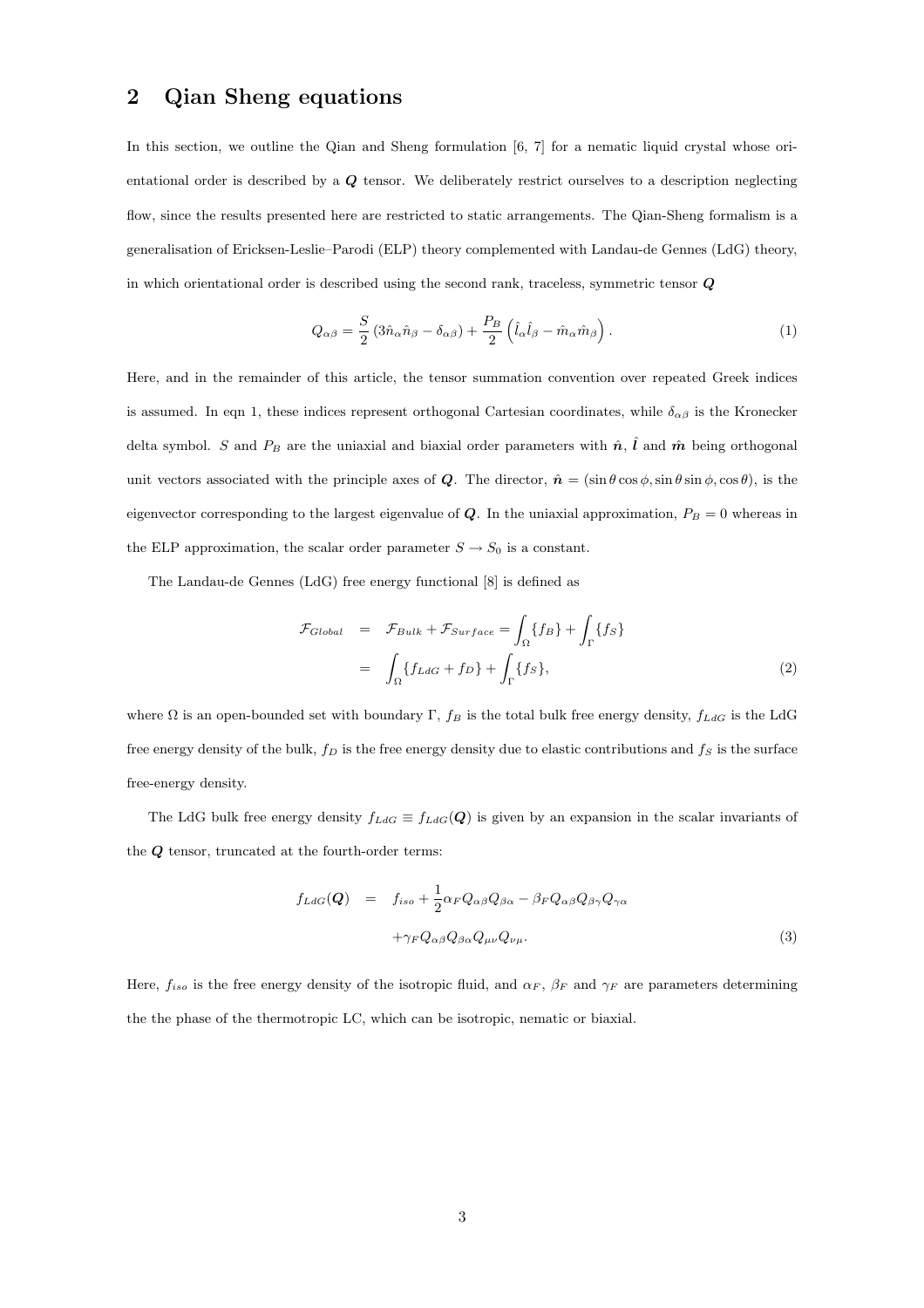## 2 Qian Sheng equations

In this section, we outline the Qian and Sheng formulation [6, 7] for a nematic liquid crystal whose orientational order is described by a $\boldsymbol{Q}$ tensor. We deliberately restrict ourselves to a description neglecting flow, since the results presented here are restricted to static arrangements. The Qian-Sheng formalism is a generalisation of Ericksen-Leslie–Parodi (ELP) theory complemented with Landau-de Gennes (LdG) theory, in which orientational order is described using the second rank, traceless, symmetric tensor $\boldsymbol{Q}$

$$Q_{\alpha\beta} = \frac{S}{2}\left(3\hat{n}_\alpha \hat{n}_\beta - \delta_{\alpha\beta}\right) + \frac{P_B}{2}\left(\hat{l}_\alpha \hat{l}_\beta - \hat{m}_\alpha \hat{m}_\beta\right). \tag{1}$$

Here, and in the remainder of this article, the tensor summation convention over repeated Greek indices is assumed. In eqn 1, these indices represent orthogonal Cartesian coordinates, while $\delta_{\alpha\beta}$ is the Kronecker delta symbol. $S$ and $P_B$ are the uniaxial and biaxial order parameters with $\hat{\boldsymbol{n}}$, $\hat{\boldsymbol{l}}$ and $\hat{\boldsymbol{m}}$ being orthogonal unit vectors associated with the principle axes of $\boldsymbol{Q}$. The director, $\hat{\boldsymbol{n}} = (\sin\theta\cos\phi, \sin\theta\sin\phi, \cos\theta)$, is the eigenvector corresponding to the largest eigenvalue of $\boldsymbol{Q}$. In the uniaxial approximation, $P_B = 0$ whereas in the ELP approximation, the scalar order parameter $S \to S_0$ is a constant.

The Landau-de Gennes (LdG) free energy functional [8] is defined as

$$\begin{aligned}
\mathcal{F}_{Global} &= \mathcal{F}_{Bulk} + \mathcal{F}_{Surface} = \int_\Omega \{f_B\} + \int_\Gamma \{f_S\} \\
&= \int_\Omega \{f_{LdG} + f_D\} + \int_\Gamma \{f_S\},
\end{aligned} \tag{2}$$

where $\Omega$ is an open-bounded set with boundary $\Gamma$, $f_B$ is the total bulk free energy density, $f_{LdG}$ is the LdG free energy density of the bulk, $f_D$ is the free energy density due to elastic contributions and $f_S$ is the surface free-energy density.

The LdG bulk free energy density $f_{LdG} \equiv f_{LdG}(\boldsymbol{Q})$ is given by an expansion in the scalar invariants of the $\boldsymbol{Q}$ tensor, truncated at the fourth-order terms:

$$\begin{aligned}
f_{LdG}(\boldsymbol{Q}) &= f_{iso} + \frac{1}{2}\alpha_F Q_{\alpha\beta}Q_{\beta\alpha} - \beta_F Q_{\alpha\beta}Q_{\beta\gamma}Q_{\gamma\alpha} \\
&\quad + \gamma_F Q_{\alpha\beta}Q_{\beta\alpha}Q_{\mu\nu}Q_{\nu\mu}.
\end{aligned} \tag{3}$$

Here, $f_{iso}$ is the free energy density of the isotropic fluid, and $\alpha_F$, $\beta_F$ and $\gamma_F$ are parameters determining the the phase of the thermotropic LC, which can be isotropic, nematic or biaxial.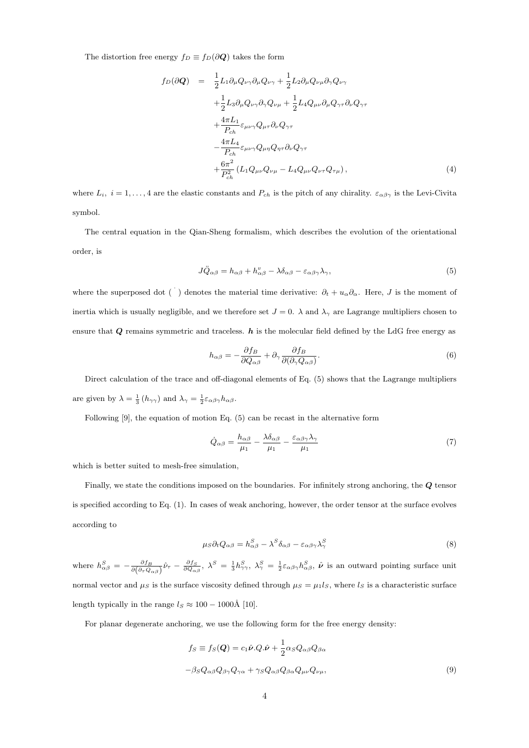The distortion free energy $f_D \equiv f_D(\partial \boldsymbol{Q})$ takes the form

$$
\begin{aligned}
f_D(\partial \boldsymbol{Q}) &= \frac{1}{2}L_1 \partial_\mu Q_{\nu\gamma}\partial_\mu Q_{\nu\gamma} + \frac{1}{2}L_2 \partial_\mu Q_{\nu\mu}\partial_\gamma Q_{\nu\gamma} \\
&+\frac{1}{2}L_3 \partial_\mu Q_{\nu\gamma}\partial_\gamma Q_{\nu\mu} + \frac{1}{2}L_4 Q_{\mu\nu}\partial_\mu Q_{\gamma\tau}\partial_\nu Q_{\gamma\tau} \\
&+\frac{4\pi L_1}{P_{ch}}\varepsilon_{\mu\nu\gamma}Q_{\mu\tau}\partial_\nu Q_{\gamma\tau} \\
&-\frac{4\pi L_4}{P_{ch}}\varepsilon_{\mu\nu\gamma}Q_{\mu\eta}Q_{\eta\tau}\partial_\nu Q_{\gamma\tau} \\
&+\frac{6\pi^2}{P_{ch}^2}\left(L_1 Q_{\mu\nu}Q_{\nu\mu} - L_4 Q_{\mu\nu}Q_{\nu\tau}Q_{\tau\mu}\right), \qquad (4)
\end{aligned}
$$

where $L_i,\ i = 1, \ldots, 4$ are the elastic constants and $P_{ch}$ is the pitch of any chirality. $\varepsilon_{\alpha\beta\gamma}$ is the Levi-Civita symbol.

The central equation in the Qian-Sheng formalism, which describes the evolution of the orientational order, is

$$
J\ddot{Q}_{\alpha\beta} = h_{\alpha\beta} + h^v_{\alpha\beta} - \lambda\delta_{\alpha\beta} - \varepsilon_{\alpha\beta\gamma}\lambda_\gamma, \qquad (5)
$$

where the superposed dot ( $\dot{}$ ) denotes the material time derivative: $\partial_t + u_\alpha\partial_\alpha$. Here, $J$ is the moment of inertia which is usually negligible, and we therefore set $J = 0$. $\lambda$ and $\lambda_\gamma$ are Lagrange multipliers chosen to ensure that $\boldsymbol{Q}$ remains symmetric and traceless. $\boldsymbol{h}$ is the molecular field defined by the LdG free energy as

$$
h_{\alpha\beta} = -\frac{\partial f_B}{\partial Q_{\alpha\beta}} + \partial_\gamma \frac{\partial f_B}{\partial(\partial_\gamma Q_{\alpha\beta})}. \qquad (6)
$$

Direct calculation of the trace and off-diagonal elements of Eq. (5) shows that the Lagrange multipliers are given by $\lambda = \frac{1}{3}(h_{\gamma\gamma})$ and $\lambda_\gamma = \frac{1}{2}\varepsilon_{\alpha\beta\gamma}h_{\alpha\beta}$.

Following [9], the equation of motion Eq. (5) can be recast in the alternative form

$$
\dot{Q}_{\alpha\beta} = \frac{h_{\alpha\beta}}{\mu_1} - \frac{\lambda\delta_{\alpha\beta}}{\mu_1} - \frac{\varepsilon_{\alpha\beta\gamma}\lambda_\gamma}{\mu_1} \qquad (7)
$$

which is better suited to mesh-free simulation,

Finally, we state the conditions imposed on the boundaries. For infinitely strong anchoring, the $\boldsymbol{Q}$ tensor is specified according to Eq. (1). In cases of weak anchoring, however, the order tensor at the surface evolves according to

$$
\mu_S \partial_t Q_{\alpha\beta} = h^S_{\alpha\beta} - \lambda^S\delta_{\alpha\beta} - \varepsilon_{\alpha\beta\gamma}\lambda^S_\gamma \qquad (8)
$$

where $h^S_{\alpha\beta} = -\frac{\partial f_B}{\partial(\partial_\tau Q_{\alpha\beta})}\hat{\nu}_\tau - \frac{\partial f_S}{\partial Q_{\alpha\beta}}$, $\lambda^S = \frac{1}{3}h^S_{\gamma\gamma}$, $\lambda^S_\gamma = \frac{1}{2}\varepsilon_{\alpha\beta\gamma}h^S_{\alpha\beta}$, $\hat{\boldsymbol{\nu}}$ is an outward pointing surface unit normal vector and $\mu_S$ is the surface viscosity defined through $\mu_S = \mu_1 l_S$, where $l_S$ is a characteristic surface length typically in the range $l_S \approx 100 - 1000$Å [10].

For planar degenerate anchoring, we use the following form for the free energy density:

$$
\begin{aligned}
f_S \equiv f_S(\boldsymbol{Q}) &= c_1\hat{\boldsymbol{\nu}}.Q.\hat{\boldsymbol{\nu}} + \frac{1}{2}\alpha_S Q_{\alpha\beta}Q_{\beta\alpha} \\
-\beta_S Q_{\alpha\beta}Q_{\beta\gamma}Q_{\gamma\alpha} &+ \gamma_S Q_{\alpha\beta}Q_{\beta\alpha}Q_{\mu\nu}Q_{\nu\mu}, \qquad (9)
\end{aligned}
$$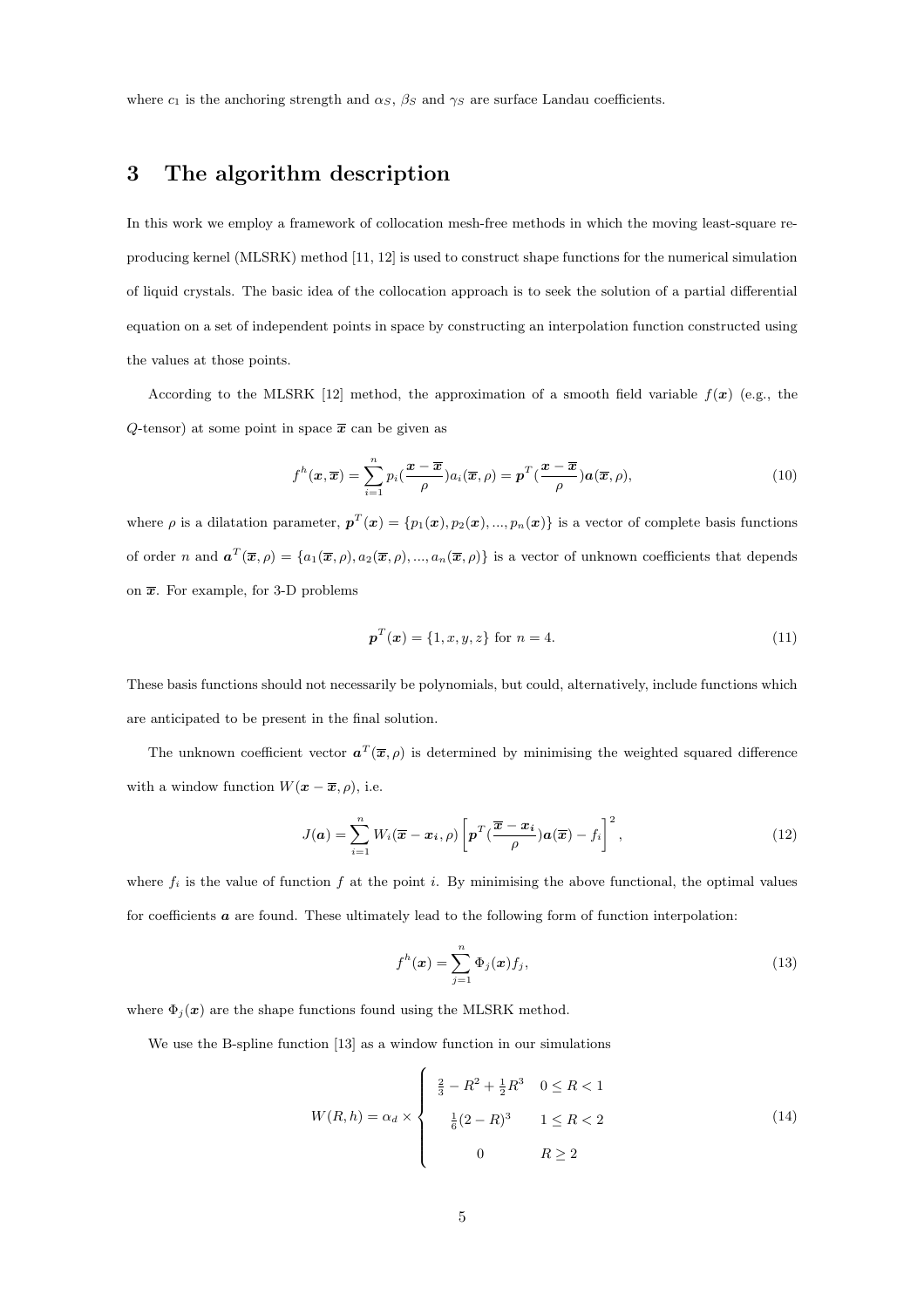where $c_1$ is the anchoring strength and $\alpha_S$, $\beta_S$ and $\gamma_S$ are surface Landau coefficients.

# 3 The algorithm description

In this work we employ a framework of collocation mesh-free methods in which the moving least-square reproducing kernel (MLSRK) method [11, 12] is used to construct shape functions for the numerical simulation of liquid crystals. The basic idea of the collocation approach is to seek the solution of a partial differential equation on a set of independent points in space by constructing an interpolation function constructed using the values at those points.

According to the MLSRK [12] method, the approximation of a smooth field variable $f(\boldsymbol{x})$ (e.g., the $Q$-tensor) at some point in space $\overline{\boldsymbol{x}}$ can be given as

$$f^h(\boldsymbol{x}, \overline{\boldsymbol{x}}) = \sum_{i=1}^{n} p_i(\frac{\boldsymbol{x} - \overline{\boldsymbol{x}}}{\rho}) a_i(\overline{\boldsymbol{x}}, \rho) = \boldsymbol{p}^T(\frac{\boldsymbol{x} - \overline{\boldsymbol{x}}}{\rho}) \boldsymbol{a}(\overline{\boldsymbol{x}}, \rho), \tag{10}$$

where $\rho$ is a dilatation parameter, $\boldsymbol{p}^T(\boldsymbol{x}) = \{p_1(\boldsymbol{x}), p_2(\boldsymbol{x}), ..., p_n(\boldsymbol{x})\}$ is a vector of complete basis functions of order $n$ and $\boldsymbol{a}^T(\overline{\boldsymbol{x}}, \rho) = \{a_1(\overline{\boldsymbol{x}}, \rho), a_2(\overline{\boldsymbol{x}}, \rho), ..., a_n(\overline{\boldsymbol{x}}, \rho)\}$ is a vector of unknown coefficients that depends on $\overline{\boldsymbol{x}}$. For example, for 3-D problems

$$\boldsymbol{p}^T(\boldsymbol{x}) = \{1, x, y, z\} \text{ for } n = 4. \tag{11}$$

These basis functions should not necessarily be polynomials, but could, alternatively, include functions which are anticipated to be present in the final solution.

The unknown coefficient vector $\boldsymbol{a}^T(\overline{\boldsymbol{x}}, \rho)$ is determined by minimising the weighted squared difference with a window function $W(\boldsymbol{x} - \overline{\boldsymbol{x}}, \rho)$, i.e.

$$J(\boldsymbol{a}) = \sum_{i=1}^{n} W_i(\overline{\boldsymbol{x}} - \boldsymbol{x_i}, \rho) \left[ \boldsymbol{p}^T(\frac{\overline{\boldsymbol{x}} - \boldsymbol{x_i}}{\rho}) \boldsymbol{a}(\overline{\boldsymbol{x}}) - f_i \right]^2, \tag{12}$$

where $f_i$ is the value of function $f$ at the point $i$. By minimising the above functional, the optimal values for coefficients $\boldsymbol{a}$ are found. These ultimately lead to the following form of function interpolation:

$$f^h(\boldsymbol{x}) = \sum_{j=1}^{n} \Phi_j(\boldsymbol{x}) f_j, \tag{13}$$

where $\Phi_j(\boldsymbol{x})$ are the shape functions found using the MLSRK method.

We use the B-spline function [13] as a window function in our simulations

$$W(R, h) = \alpha_d \times \begin{cases} \frac{2}{3} - R^2 + \frac{1}{2} R^3 & 0 \le R < 1 \\ \frac{1}{6}(2 - R)^3 & 1 \le R < 2 \\ 0 & R \ge 2 \end{cases} \tag{14}$$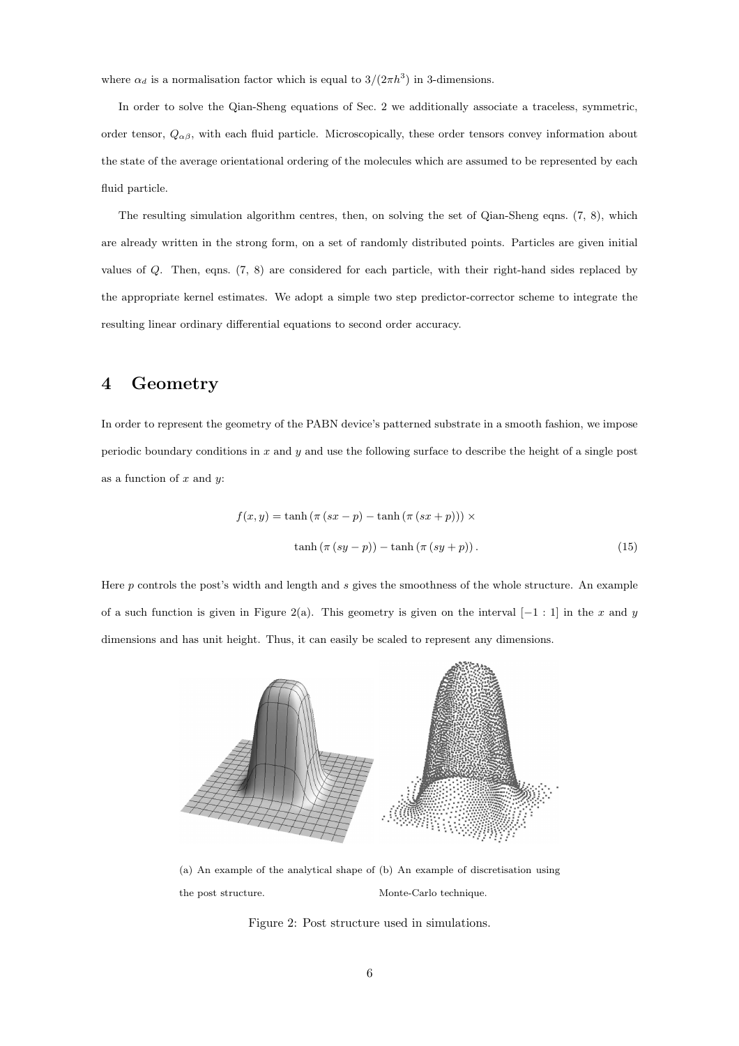where $\alpha_d$ is a normalisation factor which is equal to $3/(2\pi h^3)$ in 3-dimensions.

In order to solve the Qian-Sheng equations of Sec. 2 we additionally associate a traceless, symmetric, order tensor, $Q_{\alpha\beta}$, with each fluid particle. Microscopically, these order tensors convey information about the state of the average orientational ordering of the molecules which are assumed to be represented by each fluid particle.

The resulting simulation algorithm centres, then, on solving the set of Qian-Sheng eqns. (7, 8), which are already written in the strong form, on a set of randomly distributed points. Particles are given initial values of $Q$. Then, eqns. (7, 8) are considered for each particle, with their right-hand sides replaced by the appropriate kernel estimates. We adopt a simple two step predictor-corrector scheme to integrate the resulting linear ordinary differential equations to second order accuracy.

# 4 Geometry

In order to represent the geometry of the PABN device's patterned substrate in a smooth fashion, we impose periodic boundary conditions in $x$ and $y$ and use the following surface to describe the height of a single post as a function of $x$ and $y$:

$$
\begin{aligned}
f(x,y) = {} & \tanh\left(\pi\left(sx - p\right) - \tanh\left(\pi\left(sx + p\right)\right)\right) \times \\
& \tanh\left(\pi\left(sy - p\right)\right) - \tanh\left(\pi\left(sy + p\right)\right).
\end{aligned}
\tag{15}
$$

Here $p$ controls the post's width and length and $s$ gives the smoothness of the whole structure. An example of a such function is given in Figure 2(a). This geometry is given on the interval $[-1:1]$ in the $x$ and $y$ dimensions and has unit height. Thus, it can easily be scaled to represent any dimensions.

(a) An example of the analytical shape of the post structure.

(b) An example of discretisation using Monte-Carlo technique.

Figure 2: Post structure used in simulations.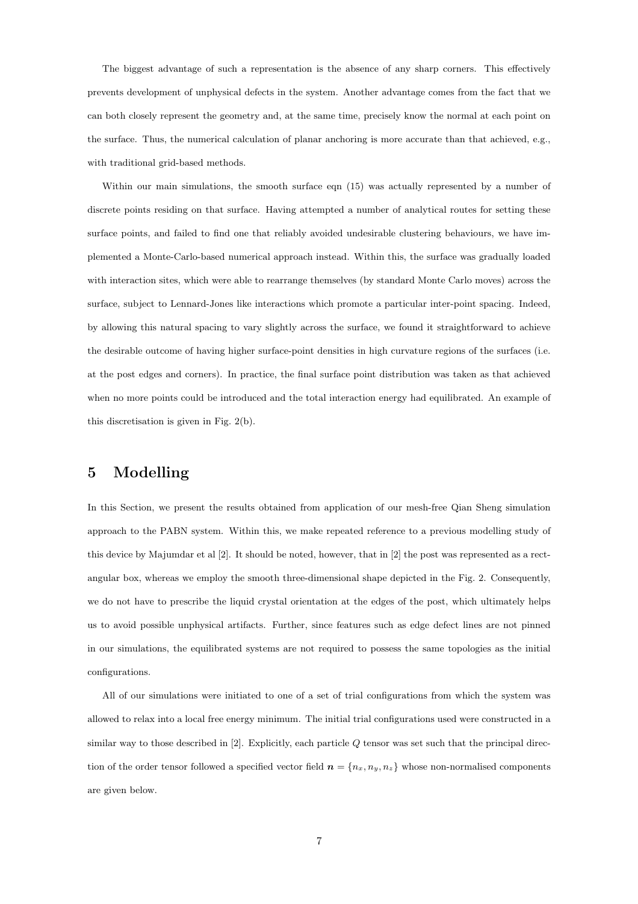The biggest advantage of such a representation is the absence of any sharp corners. This effectively prevents development of unphysical defects in the system. Another advantage comes from the fact that we can both closely represent the geometry and, at the same time, precisely know the normal at each point on the surface. Thus, the numerical calculation of planar anchoring is more accurate than that achieved, e.g., with traditional grid-based methods.

Within our main simulations, the smooth surface eqn (15) was actually represented by a number of discrete points residing on that surface. Having attempted a number of analytical routes for setting these surface points, and failed to find one that reliably avoided undesirable clustering behaviours, we have implemented a Monte-Carlo-based numerical approach instead. Within this, the surface was gradually loaded with interaction sites, which were able to rearrange themselves (by standard Monte Carlo moves) across the surface, subject to Lennard-Jones like interactions which promote a particular inter-point spacing. Indeed, by allowing this natural spacing to vary slightly across the surface, we found it straightforward to achieve the desirable outcome of having higher surface-point densities in high curvature regions of the surfaces (i.e. at the post edges and corners). In practice, the final surface point distribution was taken as that achieved when no more points could be introduced and the total interaction energy had equilibrated. An example of this discretisation is given in Fig. 2(b).

# 5 Modelling

In this Section, we present the results obtained from application of our mesh-free Qian Sheng simulation approach to the PABN system. Within this, we make repeated reference to a previous modelling study of this device by Majumdar et al [2]. It should be noted, however, that in [2] the post was represented as a rectangular box, whereas we employ the smooth three-dimensional shape depicted in the Fig. 2. Consequently, we do not have to prescribe the liquid crystal orientation at the edges of the post, which ultimately helps us to avoid possible unphysical artifacts. Further, since features such as edge defect lines are not pinned in our simulations, the equilibrated systems are not required to possess the same topologies as the initial configurations.

All of our simulations were initiated to one of a set of trial configurations from which the system was allowed to relax into a local free energy minimum. The initial trial configurations used were constructed in a similar way to those described in [2]. Explicitly, each particle $Q$ tensor was set such that the principal direction of the order tensor followed a specified vector field $\boldsymbol{n} = \{n_x, n_y, n_z\}$ whose non-normalised components are given below.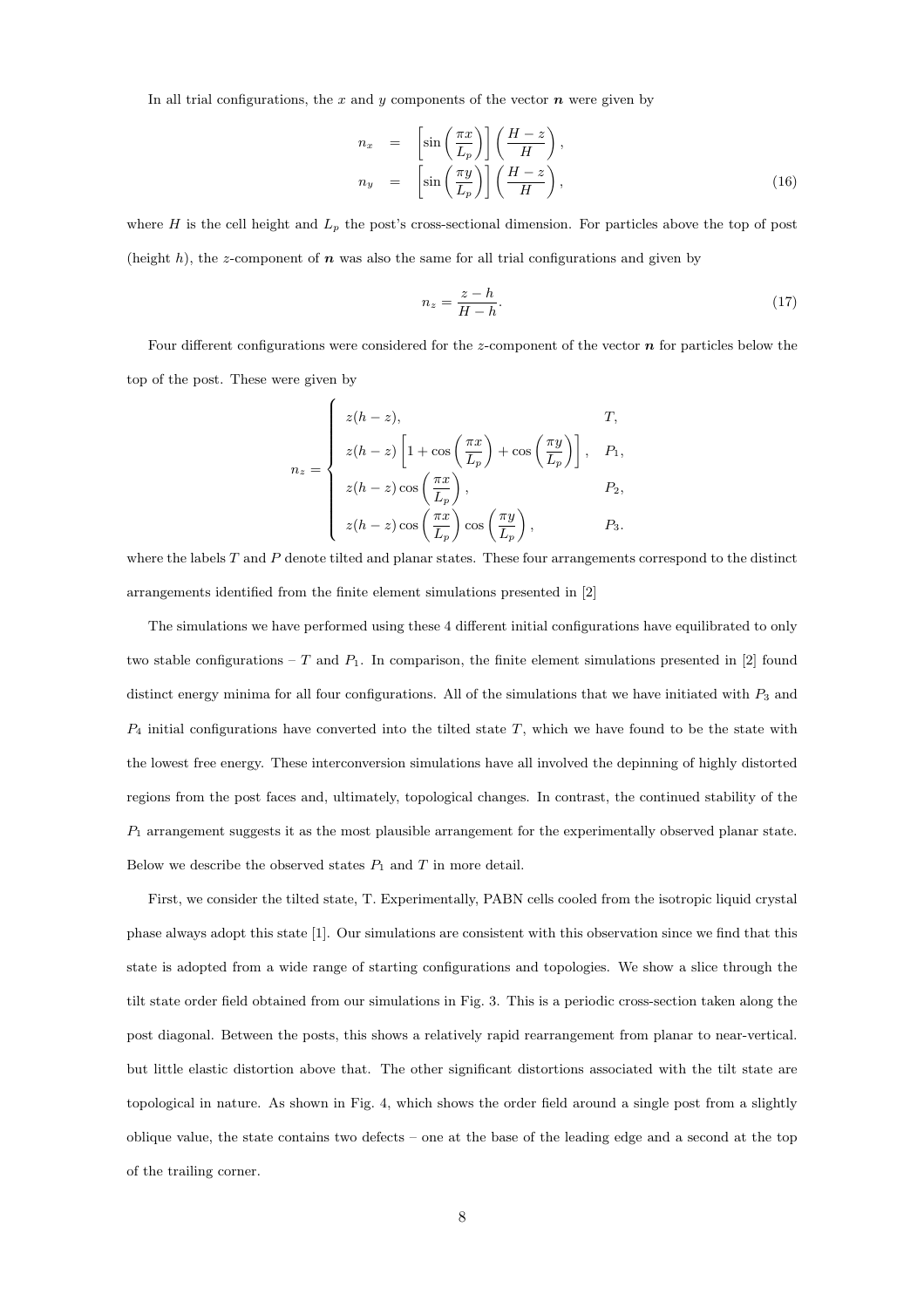In all trial configurations, the $x$ and $y$ components of the vector $\boldsymbol{n}$ were given by

$$
\begin{aligned}
n_x &= \left[\sin\left(\frac{\pi x}{L_p}\right)\right]\left(\frac{H-z}{H}\right), \\
n_y &= \left[\sin\left(\frac{\pi y}{L_p}\right)\right]\left(\frac{H-z}{H}\right),
\end{aligned}
\tag{16}
$$

where $H$ is the cell height and $L_p$ the post's cross-sectional dimension. For particles above the top of post (height $h$), the $z$-component of $\boldsymbol{n}$ was also the same for all trial configurations and given by

$$
n_z = \frac{z-h}{H-h}. \tag{17}
$$

Four different configurations were considered for the $z$-component of the vector $\boldsymbol{n}$ for particles below the top of the post. These were given by

$$
n_z = \begin{cases}
z(h-z), & T, \\
z(h-z)\left[1+\cos\left(\frac{\pi x}{L_p}\right)+\cos\left(\frac{\pi y}{L_p}\right)\right], & P_1, \\
z(h-z)\cos\left(\frac{\pi x}{L_p}\right), & P_2, \\
z(h-z)\cos\left(\frac{\pi x}{L_p}\right)\cos\left(\frac{\pi y}{L_p}\right), & P_3.
\end{cases}
$$

where the labels $T$ and $P$ denote tilted and planar states. These four arrangements correspond to the distinct arrangements identified from the finite element simulations presented in [2]

The simulations we have performed using these 4 different initial configurations have equilibrated to only two stable configurations – $T$ and $P_1$. In comparison, the finite element simulations presented in [2] found distinct energy minima for all four configurations. All of the simulations that we have initiated with $P_3$ and $P_4$ initial configurations have converted into the tilted state $T$, which we have found to be the state with the lowest free energy. These interconversion simulations have all involved the depinning of highly distorted regions from the post faces and, ultimately, topological changes. In contrast, the continued stability of the $P_1$ arrangement suggests it as the most plausible arrangement for the experimentally observed planar state. Below we describe the observed states $P_1$ and $T$ in more detail.

First, we consider the tilted state, T. Experimentally, PABN cells cooled from the isotropic liquid crystal phase always adopt this state [1]. Our simulations are consistent with this observation since we find that this state is adopted from a wide range of starting configurations and topologies. We show a slice through the tilt state order field obtained from our simulations in Fig. 3. This is a periodic cross-section taken along the post diagonal. Between the posts, this shows a relatively rapid rearrangement from planar to near-vertical. but little elastic distortion above that. The other significant distortions associated with the tilt state are topological in nature. As shown in Fig. 4, which shows the order field around a single post from a slightly oblique value, the state contains two defects – one at the base of the leading edge and a second at the top of the trailing corner.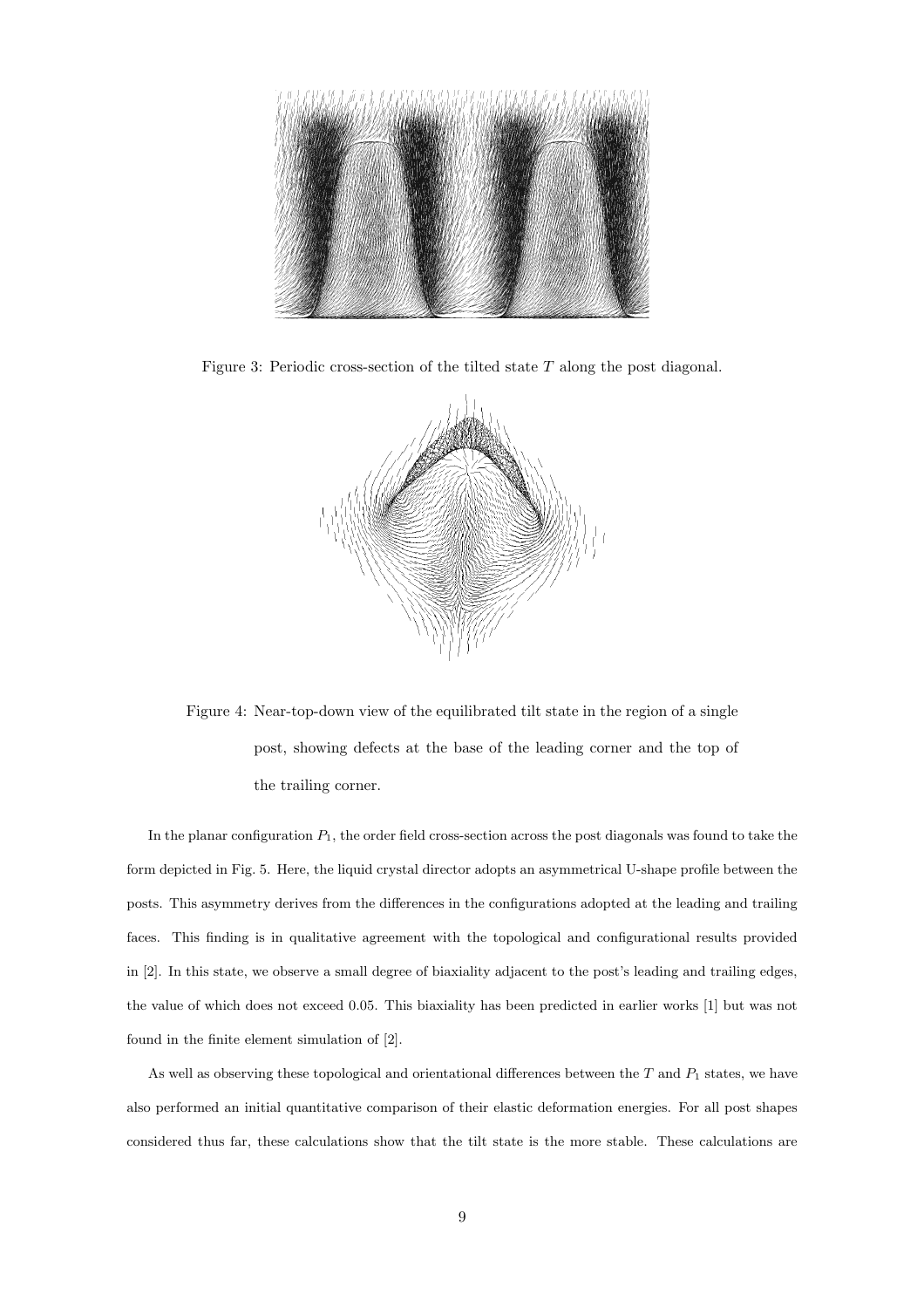Figure 3: Periodic cross-section of the tilted state $T$ along the post diagonal.

Figure 4: Near-top-down view of the equilibrated tilt state in the region of a single post, showing defects at the base of the leading corner and the top of the trailing corner.

In the planar configuration $P_1$, the order field cross-section across the post diagonals was found to take the form depicted in Fig. 5. Here, the liquid crystal director adopts an asymmetrical U-shape profile between the posts. This asymmetry derives from the differences in the configurations adopted at the leading and trailing faces. This finding is in qualitative agreement with the topological and configurational results provided in [2]. In this state, we observe a small degree of biaxiality adjacent to the post's leading and trailing edges, the value of which does not exceed 0.05. This biaxiality has been predicted in earlier works [1] but was not found in the finite element simulation of [2].

As well as observing these topological and orientational differences between the $T$ and $P_1$ states, we have also performed an initial quantitative comparison of their elastic deformation energies. For all post shapes considered thus far, these calculations show that the tilt state is the more stable. These calculations are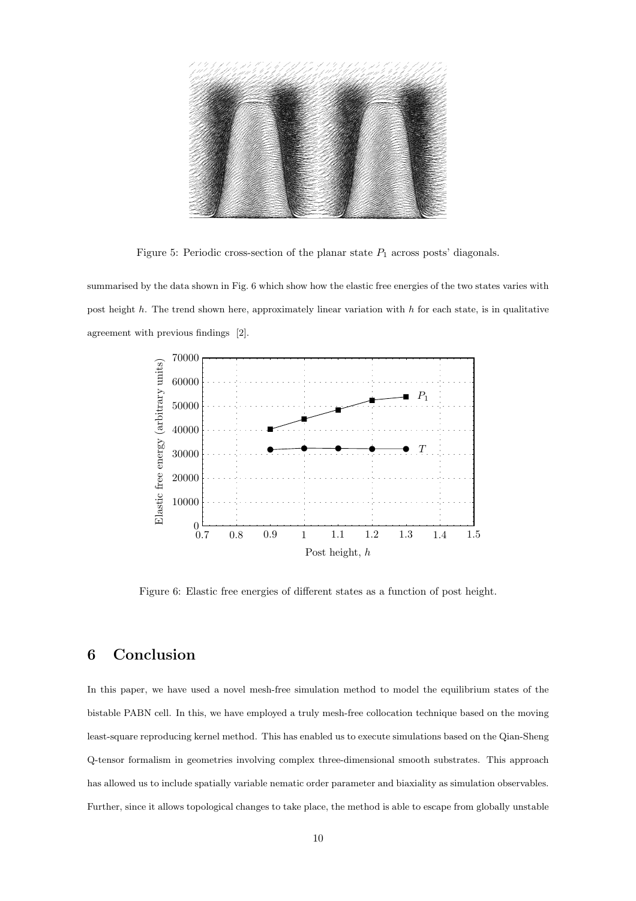Figure 5: Periodic cross-section of the planar state $P_1$ across posts' diagonals.

summarised by the data shown in Fig. 6 which show how the elastic free energies of the two states varies with post height $h$. The trend shown here, approximately linear variation with $h$ for each state, is in qualitative agreement with previous findings [2].

Figure 6: Elastic free energies of different states as a function of post height.

## 6 Conclusion

In this paper, we have used a novel mesh-free simulation method to model the equilibrium states of the bistable PABN cell. In this, we have employed a truly mesh-free collocation technique based on the moving least-square reproducing kernel method. This has enabled us to execute simulations based on the Qian-Sheng Q-tensor formalism in geometries involving complex three-dimensional smooth substrates. This approach has allowed us to include spatially variable nematic order parameter and biaxiality as simulation observables. Further, since it allows topological changes to take place, the method is able to escape from globally unstable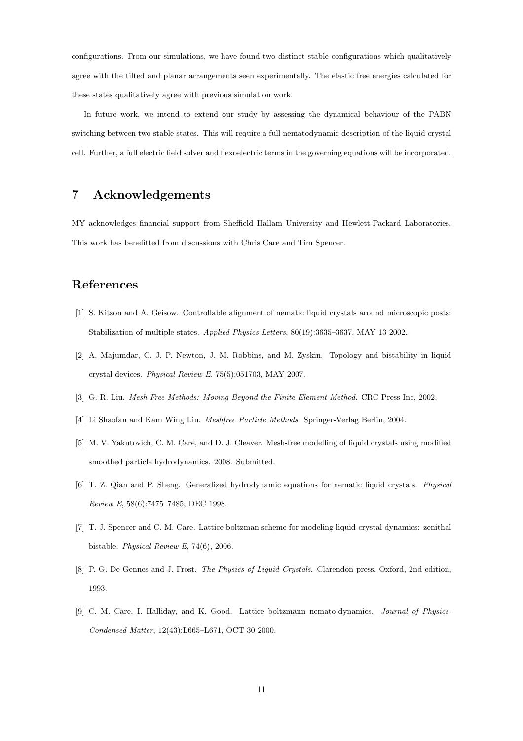configurations. From our simulations, we have found two distinct stable configurations which qualitatively agree with the tilted and planar arrangements seen experimentally. The elastic free energies calculated for these states qualitatively agree with previous simulation work.

In future work, we intend to extend our study by assessing the dynamical behaviour of the PABN switching between two stable states. This will require a full nematodynamic description of the liquid crystal cell. Further, a full electric field solver and flexoelectric terms in the governing equations will be incorporated.

# 7 Acknowledgements

MY acknowledges financial support from Sheffield Hallam University and Hewlett-Packard Laboratories. This work has benefitted from discussions with Chris Care and Tim Spencer.

# References

[1] S. Kitson and A. Geisow. Controllable alignment of nematic liquid crystals around microscopic posts: Stabilization of multiple states. *Applied Physics Letters*, 80(19):3635–3637, MAY 13 2002.

[2] A. Majumdar, C. J. P. Newton, J. M. Robbins, and M. Zyskin. Topology and bistability in liquid crystal devices. *Physical Review E*, 75(5):051703, MAY 2007.

[3] G. R. Liu. *Mesh Free Methods: Moving Beyond the Finite Element Method*. CRC Press Inc, 2002.

[4] Li Shaofan and Kam Wing Liu. *Meshfree Particle Methods*. Springer-Verlag Berlin, 2004.

[5] M. V. Yakutovich, C. M. Care, and D. J. Cleaver. Mesh-free modelling of liquid crystals using modified smoothed particle hydrodynamics. 2008. Submitted.

[6] T. Z. Qian and P. Sheng. Generalized hydrodynamic equations for nematic liquid crystals. *Physical Review E*, 58(6):7475–7485, DEC 1998.

[7] T. J. Spencer and C. M. Care. Lattice boltzman scheme for modeling liquid-crystal dynamics: zenithal bistable. *Physical Review E*, 74(6), 2006.

[8] P. G. De Gennes and J. Frost. *The Physics of Liquid Crystals*. Clarendon press, Oxford, 2nd edition, 1993.

[9] C. M. Care, I. Halliday, and K. Good. Lattice boltzmann nemato-dynamics. *Journal of Physics-Condensed Matter*, 12(43):L665–L671, OCT 30 2000.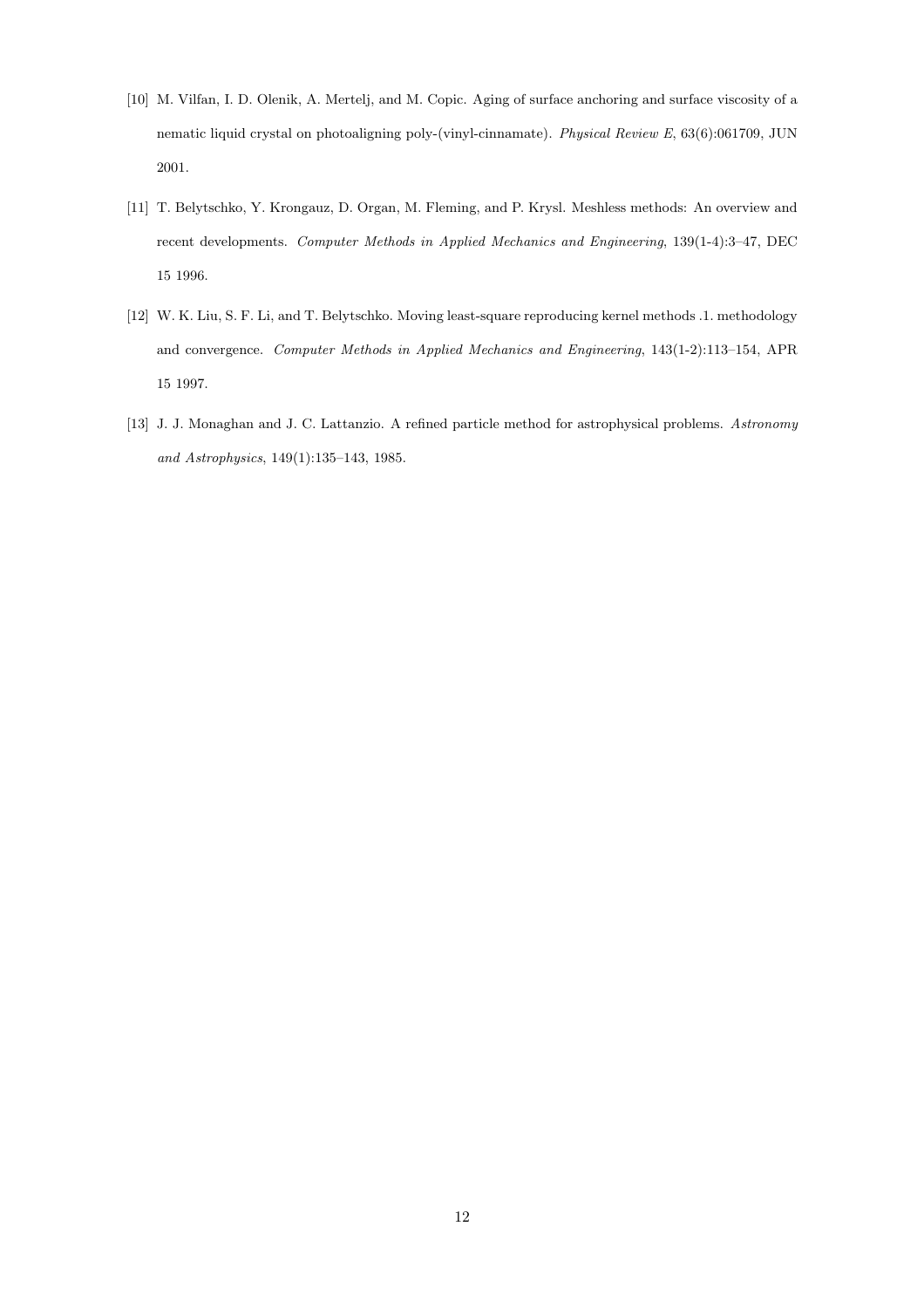[10] M. Vilfan, I. D. Olenik, A. Mertelj, and M. Copic. Aging of surface anchoring and surface viscosity of a nematic liquid crystal on photoaligning poly-(vinyl-cinnamate). *Physical Review E*, 63(6):061709, JUN 2001.

[11] T. Belytschko, Y. Krongauz, D. Organ, M. Fleming, and P. Krysl. Meshless methods: An overview and recent developments. *Computer Methods in Applied Mechanics and Engineering*, 139(1-4):3–47, DEC 15 1996.

[12] W. K. Liu, S. F. Li, and T. Belytschko. Moving least-square reproducing kernel methods .1. methodology and convergence. *Computer Methods in Applied Mechanics and Engineering*, 143(1-2):113–154, APR 15 1997.

[13] J. J. Monaghan and J. C. Lattanzio. A refined particle method for astrophysical problems. *Astronomy and Astrophysics*, 149(1):135–143, 1985.